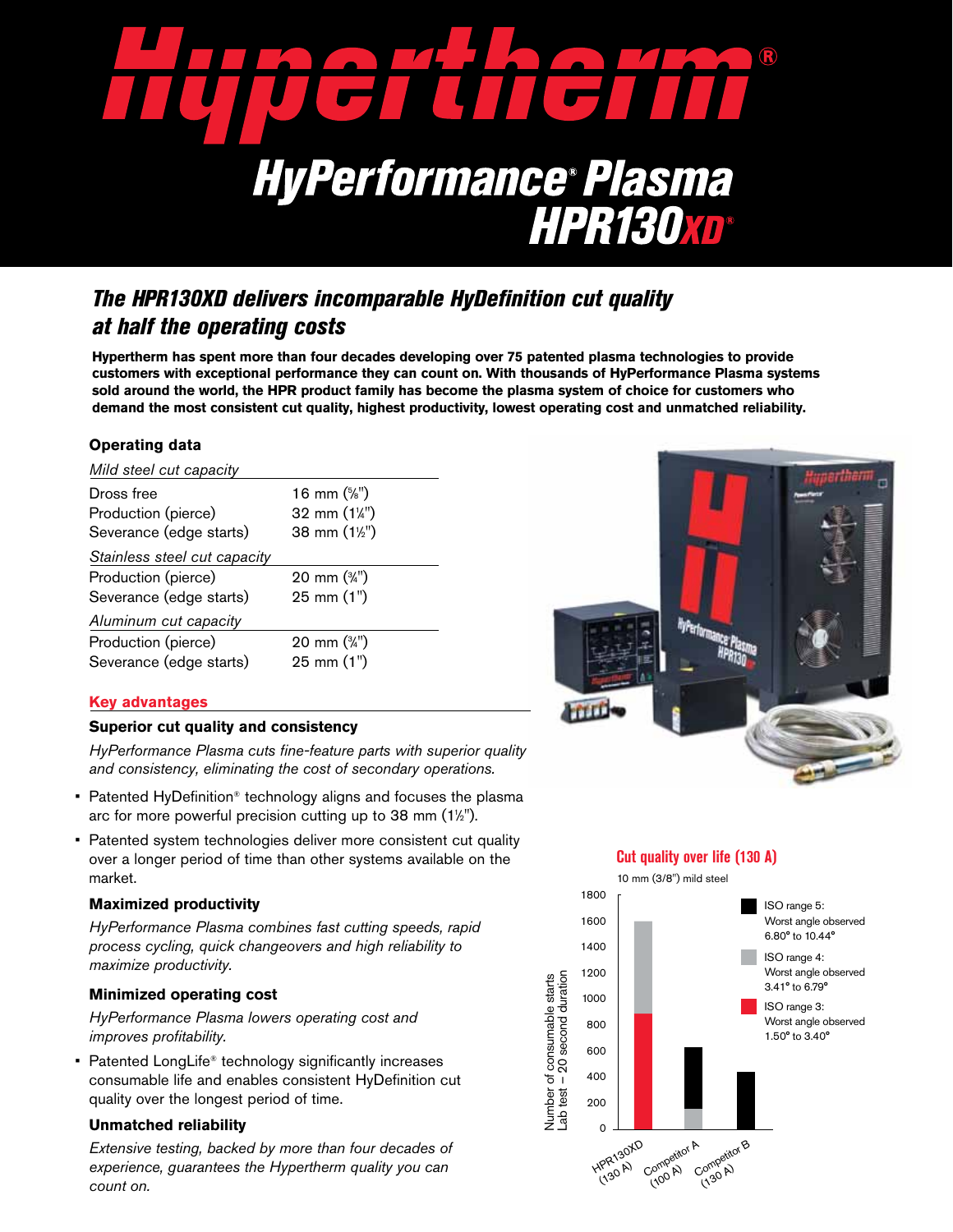# Hypertherm®

## HyPerformance® Plasma HPR130XD®

### The HPR130XD delivers incomparable HyDefinition cut quality at half the operating costs

**Hypertherm has spent more than four decades developing over 75 patented plasma technologies to provide customers with exceptional performance they can count on. With thousands of HyPerformance Plasma systems sold around the world, the HPR product family has become the plasma system of choice for customers who demand the most consistent cut quality, highest productivity, lowest operating cost and unmatched reliability.**

### Operating data

| *Mild steel cut capacity* | |
|---|---|
| Dross free | 16 mm (⅝") |
| Production (pierce) | 32 mm (1¼") |
| Severance (edge starts) | 38 mm (1½") |
| *Stainless steel cut capacity* | |
| Production (pierce) | 20 mm (¾") |
| Severance (edge starts) | 25 mm (1") |
| *Aluminum cut capacity* | |
| Production (pierce) | 20 mm (¾") |
| Severance (edge starts) | 25 mm (1") |

### Key advantages

#### Superior cut quality and consistency

*HyPerformance Plasma cuts fine-feature parts with superior quality and consistency, eliminating the cost of secondary operations.*

- Patented HyDefinition® technology aligns and focuses the plasma arc for more powerful precision cutting up to 38 mm (1½").
- Patented system technologies deliver more consistent cut quality over a longer period of time than other systems available on the market.

#### Maximized productivity

*HyPerformance Plasma combines fast cutting speeds, rapid process cycling, quick changeovers and high reliability to maximize productivity.*

#### Minimized operating cost

*HyPerformance Plasma lowers operating cost and improves profitability.*

- Patented LongLife® technology significantly increases consumable life and enables consistent HyDefinition cut quality over the longest period of time.

#### Unmatched reliability

*Extensive testing, backed by more than four decades of experience, guarantees the Hypertherm quality you can count on.*

### Cut quality over life (130 A)

10 mm (3/8") mild steel

Y-axis: Number of consumable starts, Lab test – 20 second duration

| System | ISO range 3 | ISO range 4 | ISO range 5 |
|---|---|---|---|
| HPR130XD (130 A) | ~900 | ~700 | |
| Competitor A (100 A) | | ~160 | ~490 |
| Competitor B (130 A) | | | ~450 |

- ISO range 5: Worst angle observed 6.80° to 10.44°
- ISO range 4: Worst angle observed 3.41° to 6.79°
- ISO range 3: Worst angle observed 1.50° to 3.40°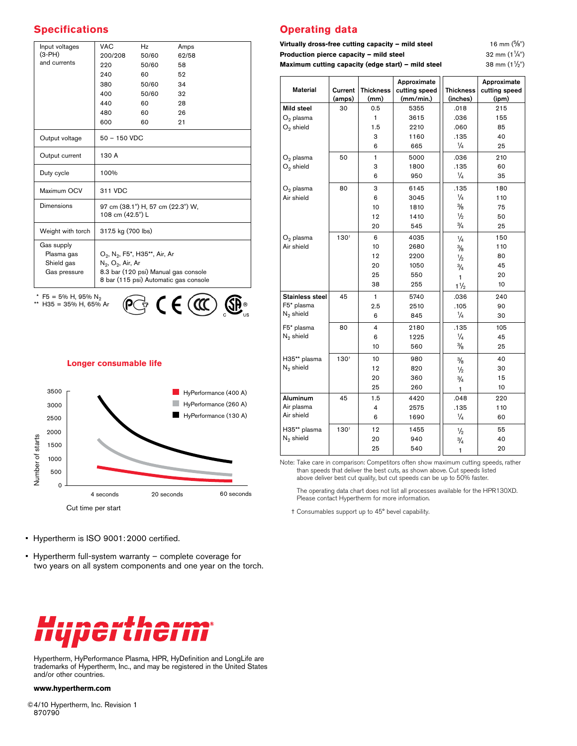## Specifications

| | | | |
|---|---|---|---|
| Input voltages (3-PH) and currents | VAC | Hz | Amps |
| | 200/208 | 50/60 | 62/58 |
| | 220 | 50/60 | 58 |
| | 240 | 60 | 52 |
| | 380 | 50/60 | 34 |
| | 400 | 50/60 | 32 |
| | 440 | 60 | 28 |
| | 480 | 60 | 26 |
| | 600 | 60 | 21 |
| Output voltage | 50 – 150 VDC | | |
| Output current | 130 A | | |
| Duty cycle | 100% | | |
| Maximum OCV | 311 VDC | | |
| Dimensions | 97 cm (38.1") H, 57 cm (22.3") W, 108 cm (42.5") L | | |
| Weight with torch | 317.5 kg (700 lbs) | | |
| Gas supply | | | |
| Plasma gas | $O_2$, $N_2$, F5*, H35**, Air, Ar | | |
| Shield gas | $N_2$, $O_2$, Air, Ar | | |
| Gas pressure | 8.3 bar (120 psi) Manual gas console; 8 bar (115 psi) Automatic gas console | | |

\* F5 = 5% H, 95% $N_2$
\** H35 = 35% H, 65% Ar

### Longer consumable life

HyPerformance (400 A)
HyPerformance (260 A)
HyPerformance (130 A)

Number of starts
3500
3000
2500
2000
1500
1000
500
0

4 seconds
20 seconds
60 seconds

Cut time per start

- Hypertherm is ISO 9001:2000 certified.
- Hypertherm full-system warranty – complete coverage for two years on all system components and one year on the torch.

## Operating data

| | |
|---|---|
| **Virtually dross-free cutting capacity – mild steel** | 16 mm (5/8") |
| **Production pierce capacity – mild steel** | 32 mm (1 1/4") |
| **Maximum cutting capacity (edge start) – mild steel** | 38 mm (1 1/2") |

| Material | Current (amps) | Thickness (mm) | Approximate cutting speed (mm/min.) | Thickness (inches) | Approximate cutting speed (ipm) |
|---|---|---|---|---|---|
| **Mild steel** $O_2$ plasma $O_2$ shield | 30 | 0.5 | 5355 | .018 | 215 |
| | | 1 | 3615 | .036 | 155 |
| | | 1.5 | 2210 | .060 | 85 |
| | | 3 | 1160 | .135 | 40 |
| | | 6 | 665 | 1/4 | 25 |
| $O_2$ plasma $O_2$ shield | 50 | 1 | 5000 | .036 | 210 |
| | | 3 | 1800 | .135 | 60 |
| | | 6 | 950 | 1/4 | 35 |
| $O_2$ plasma Air shield | 80 | 3 | 6145 | .135 | 180 |
| | | 6 | 3045 | 1/4 | 110 |
| | | 10 | 1810 | 3/8 | 75 |
| | | 12 | 1410 | 1/2 | 50 |
| | | 20 | 545 | 3/4 | 25 |
| $O_2$ plasma Air shield | 130† | 6 | 4035 | 1/4 | 150 |
| | | 10 | 2680 | 3/8 | 110 |
| | | 12 | 2200 | 1/2 | 80 |
| | | 20 | 1050 | 3/4 | 45 |
| | | 25 | 550 | 1 | 20 |
| | | 38 | 255 | 1 1/2 | 10 |
| **Stainless steel** F5* plasma $N_2$ shield | 45 | 1 | 5740 | .036 | 240 |
| | | 2.5 | 2510 | .105 | 90 |
| | | 6 | 845 | 1/4 | 30 |
| F5* plasma $N_2$ shield | 80 | 4 | 2180 | .135 | 105 |
| | | 6 | 1225 | 1/4 | 45 |
| | | 10 | 560 | 3/8 | 25 |
| H35** plasma $N_2$ shield | 130† | 10 | 980 | 3/8 | 40 |
| | | 12 | 820 | 1/2 | 30 |
| | | 20 | 360 | 3/4 | 15 |
| | | 25 | 260 | 1 | 10 |
| **Aluminum** Air plasma Air shield | 45 | 1.5 | 4420 | .048 | 220 |
| | | 4 | 2575 | .135 | 110 |
| | | 6 | 1690 | 1/4 | 60 |
| H35** plasma $N_2$ shield | 130† | 12 | 1455 | 1/2 | 55 |
| | | 20 | 940 | 3/4 | 40 |
| | | 25 | 540 | 1 | 20 |

Note: Take care in comparison: Competitors often show maximum cutting speeds, rather than speeds that deliver the best cuts, as shown above. Cut speeds listed above deliver best cut quality, but cut speeds can be up to 50% faster.

The operating data chart does not list all processes available for the HPR130XD. Please contact Hypertherm for more information.

† Consumables support up to 45° bevel capability.

**Hypertherm®**

Hypertherm, HyPerformance Plasma, HPR, HyDefinition and LongLife are trademarks of Hypertherm, Inc., and may be registered in the United States and/or other countries.

**www.hypertherm.com**

©4/10 Hypertherm, Inc. Revision 1
870790